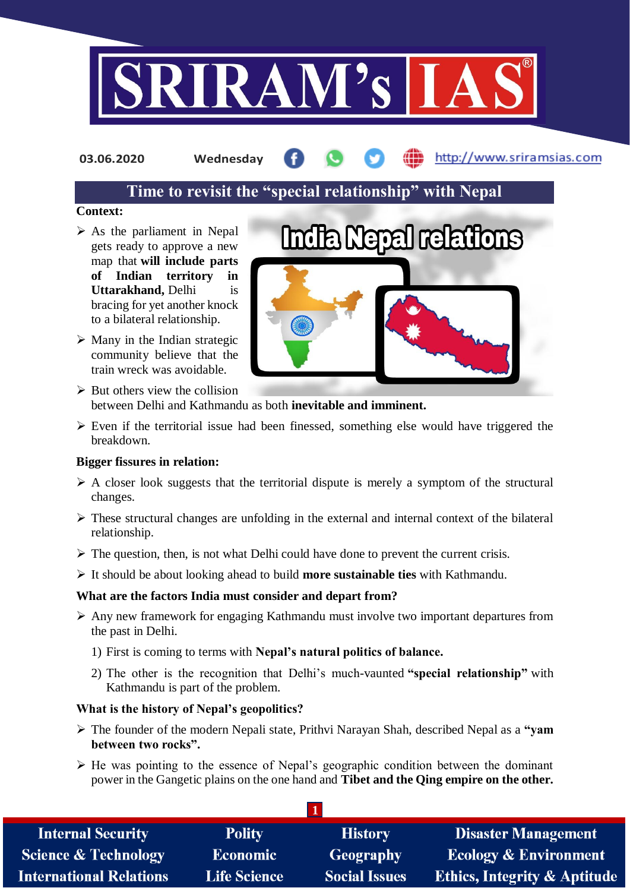03.06.2020 Wednesday http://www.sriramsias.com

# Time to revisit the "special relationship" with Nepal

**Context:**

- As the parliament in Nepal gets ready to approve a new map that **will include parts of Indian territory in Uttarakhand,** Delhi is bracing for yet another knock to a bilateral relationship.
- Many in the Indian strategic community believe that the train wreck was avoidable.
- But others view the collision between Delhi and Kathmandu as both **inevitable and imminent.**
- Even if the territorial issue had been finessed, something else would have triggered the breakdown.

**Bigger fissures in relation:**

- A closer look suggests that the territorial dispute is merely a symptom of the structural changes.
- These structural changes are unfolding in the external and internal context of the bilateral relationship.
- The question, then, is not what Delhi could have done to prevent the current crisis.
- It should be about looking ahead to build **more sustainable ties** with Kathmandu.

**What are the factors India must consider and depart from?**

- Any new framework for engaging Kathmandu must involve two important departures from the past in Delhi.
  1) First is coming to terms with **Nepal's natural politics of balance.**
  2) The other is the recognition that Delhi's much-vaunted **"special relationship"** with Kathmandu is part of the problem.

**What is the history of Nepal's geopolitics?**

- The founder of the modern Nepali state, Prithvi Narayan Shah, described Nepal as a **"yam between two rocks".**
- He was pointing to the essence of Nepal's geographic condition between the dominant power in the Gangetic plains on the one hand and **Tibet and the Qing empire on the other.**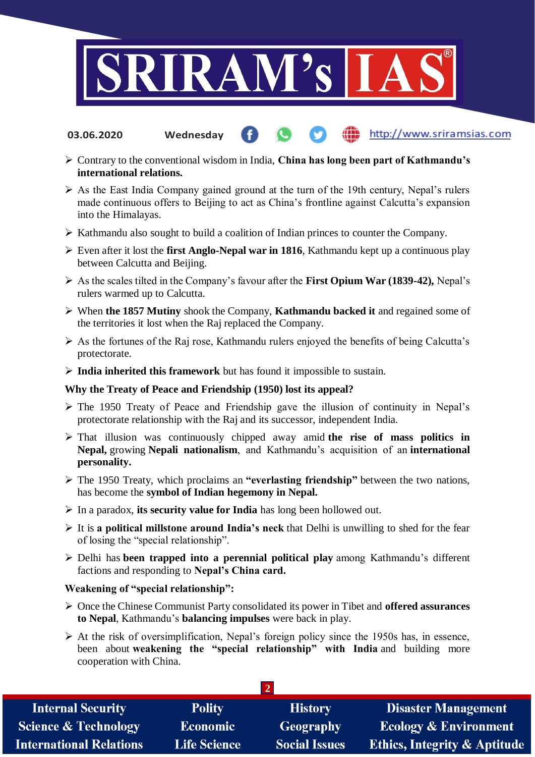- Contrary to the conventional wisdom in India, **China has long been part of Kathmandu's international relations.**
- As the East India Company gained ground at the turn of the 19th century, Nepal's rulers made continuous offers to Beijing to act as China's frontline against Calcutta's expansion into the Himalayas.
- Kathmandu also sought to build a coalition of Indian princes to counter the Company.
- Even after it lost the **first Anglo-Nepal war in 1816**, Kathmandu kept up a continuous play between Calcutta and Beijing.
- As the scales tilted in the Company's favour after the **First Opium War (1839-42),** Nepal's rulers warmed up to Calcutta.
- When **the 1857 Mutiny** shook the Company, **Kathmandu backed it** and regained some of the territories it lost when the Raj replaced the Company.
- As the fortunes of the Raj rose, Kathmandu rulers enjoyed the benefits of being Calcutta's protectorate.
- **India inherited this framework** but has found it impossible to sustain.

**Why the Treaty of Peace and Friendship (1950) lost its appeal?**

- The 1950 Treaty of Peace and Friendship gave the illusion of continuity in Nepal's protectorate relationship with the Raj and its successor, independent India.
- That illusion was continuously chipped away amid **the rise of mass politics in Nepal,** growing **Nepali nationalism**, and Kathmandu's acquisition of an **international personality.**
- The 1950 Treaty, which proclaims an **"everlasting friendship"** between the two nations, has become the **symbol of Indian hegemony in Nepal.**
- In a paradox, **its security value for India** has long been hollowed out.
- It is **a political millstone around India's neck** that Delhi is unwilling to shed for the fear of losing the "special relationship".
- Delhi has **been trapped into a perennial political play** among Kathmandu's different factions and responding to **Nepal's China card.**

**Weakening of "special relationship":**

- Once the Chinese Communist Party consolidated its power in Tibet and **offered assurances to Nepal**, Kathmandu's **balancing impulses** were back in play.
- At the risk of oversimplification, Nepal's foreign policy since the 1950s has, in essence, been about **weakening the "special relationship" with India** and building more cooperation with China.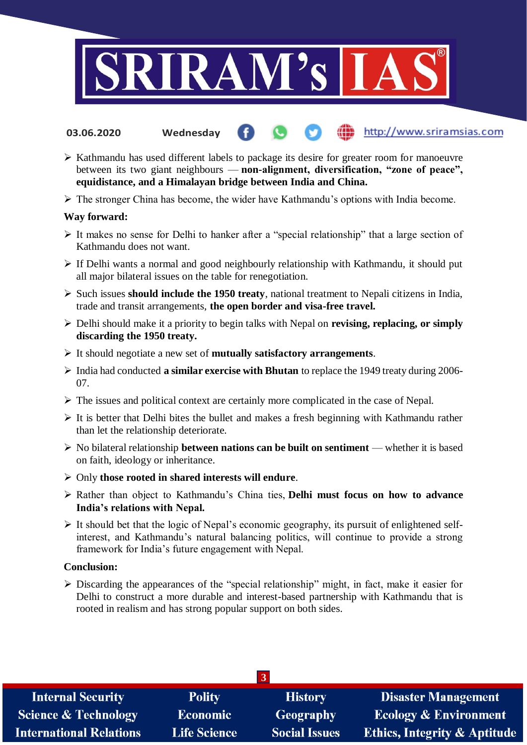- Kathmandu has used different labels to package its desire for greater room for manoeuvre between its two giant neighbours — **non-alignment, diversification, "zone of peace", equidistance, and a Himalayan bridge between India and China.**
- The stronger China has become, the wider have Kathmandu's options with India become.

**Way forward:**

- It makes no sense for Delhi to hanker after a "special relationship" that a large section of Kathmandu does not want.
- If Delhi wants a normal and good neighbourly relationship with Kathmandu, it should put all major bilateral issues on the table for renegotiation.
- Such issues **should include the 1950 treaty**, national treatment to Nepali citizens in India, trade and transit arrangements, **the open border and visa-free travel.**
- Delhi should make it a priority to begin talks with Nepal on **revising, replacing, or simply discarding the 1950 treaty.**
- It should negotiate a new set of **mutually satisfactory arrangements**.
- India had conducted **a similar exercise with Bhutan** to replace the 1949 treaty during 2006-07.
- The issues and political context are certainly more complicated in the case of Nepal.
- It is better that Delhi bites the bullet and makes a fresh beginning with Kathmandu rather than let the relationship deteriorate.
- No bilateral relationship **between nations can be built on sentiment** — whether it is based on faith, ideology or inheritance.
- Only **those rooted in shared interests will endure**.
- Rather than object to Kathmandu's China ties, **Delhi must focus on how to advance India's relations with Nepal.**
- It should bet that the logic of Nepal's economic geography, its pursuit of enlightened self-interest, and Kathmandu's natural balancing politics, will continue to provide a strong framework for India's future engagement with Nepal.

**Conclusion:**

- Discarding the appearances of the "special relationship" might, in fact, make it easier for Delhi to construct a more durable and interest-based partnership with Kathmandu that is rooted in realism and has strong popular support on both sides.